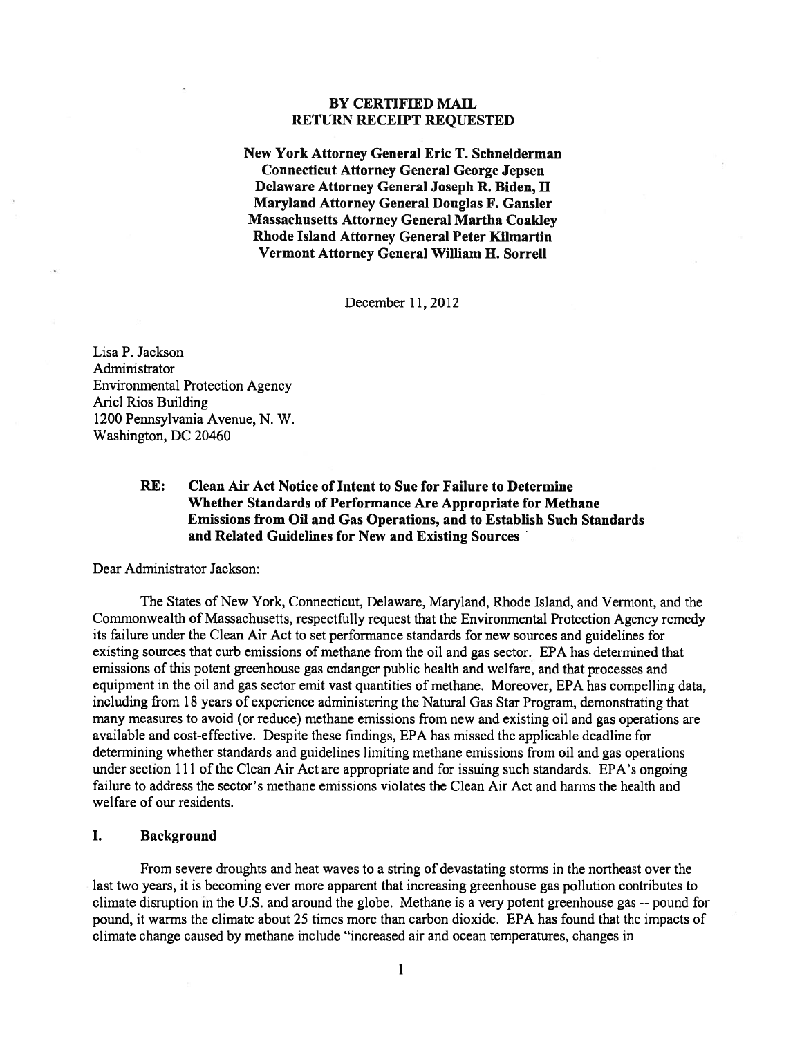**BY CERTIFIED MAIL**
**RETURN RECEIPT REQUESTED**

**New York Attorney General Eric T. Schneiderman**
**Connecticut Attorney General George Jepsen**
**Delaware Attorney General Joseph R. Biden, II**
**Maryland Attorney General Douglas F. Gansler**
**Massachusetts Attorney General Martha Coakley**
**Rhode Island Attorney General Peter Kilmartin**
**Vermont Attorney General William H. Sorrell**

December 11, 2012

Lisa P. Jackson
Administrator
Environmental Protection Agency
Ariel Rios Building
1200 Pennsylvania Avenue, N. W.
Washington, DC 20460

**RE: Clean Air Act Notice of Intent to Sue for Failure to Determine Whether Standards of Performance Are Appropriate for Methane Emissions from Oil and Gas Operations, and to Establish Such Standards and Related Guidelines for New and Existing Sources**

Dear Administrator Jackson:

The States of New York, Connecticut, Delaware, Maryland, Rhode Island, and Vermont, and the Commonwealth of Massachusetts, respectfully request that the Environmental Protection Agency remedy its failure under the Clean Air Act to set performance standards for new sources and guidelines for existing sources that curb emissions of methane from the oil and gas sector. EPA has determined that emissions of this potent greenhouse gas endanger public health and welfare, and that processes and equipment in the oil and gas sector emit vast quantities of methane. Moreover, EPA has compelling data, including from 18 years of experience administering the Natural Gas Star Program, demonstrating that many measures to avoid (or reduce) methane emissions from new and existing oil and gas operations are available and cost-effective. Despite these findings, EPA has missed the applicable deadline for determining whether standards and guidelines limiting methane emissions from oil and gas operations under section 111 of the Clean Air Act are appropriate and for issuing such standards. EPA's ongoing failure to address the sector's methane emissions violates the Clean Air Act and harms the health and welfare of our residents.

## I. Background

From severe droughts and heat waves to a string of devastating storms in the northeast over the last two years, it is becoming ever more apparent that increasing greenhouse gas pollution contributes to climate disruption in the U.S. and around the globe. Methane is a very potent greenhouse gas -- pound for pound, it warms the climate about 25 times more than carbon dioxide. EPA has found that the impacts of climate change caused by methane include "increased air and ocean temperatures, changes in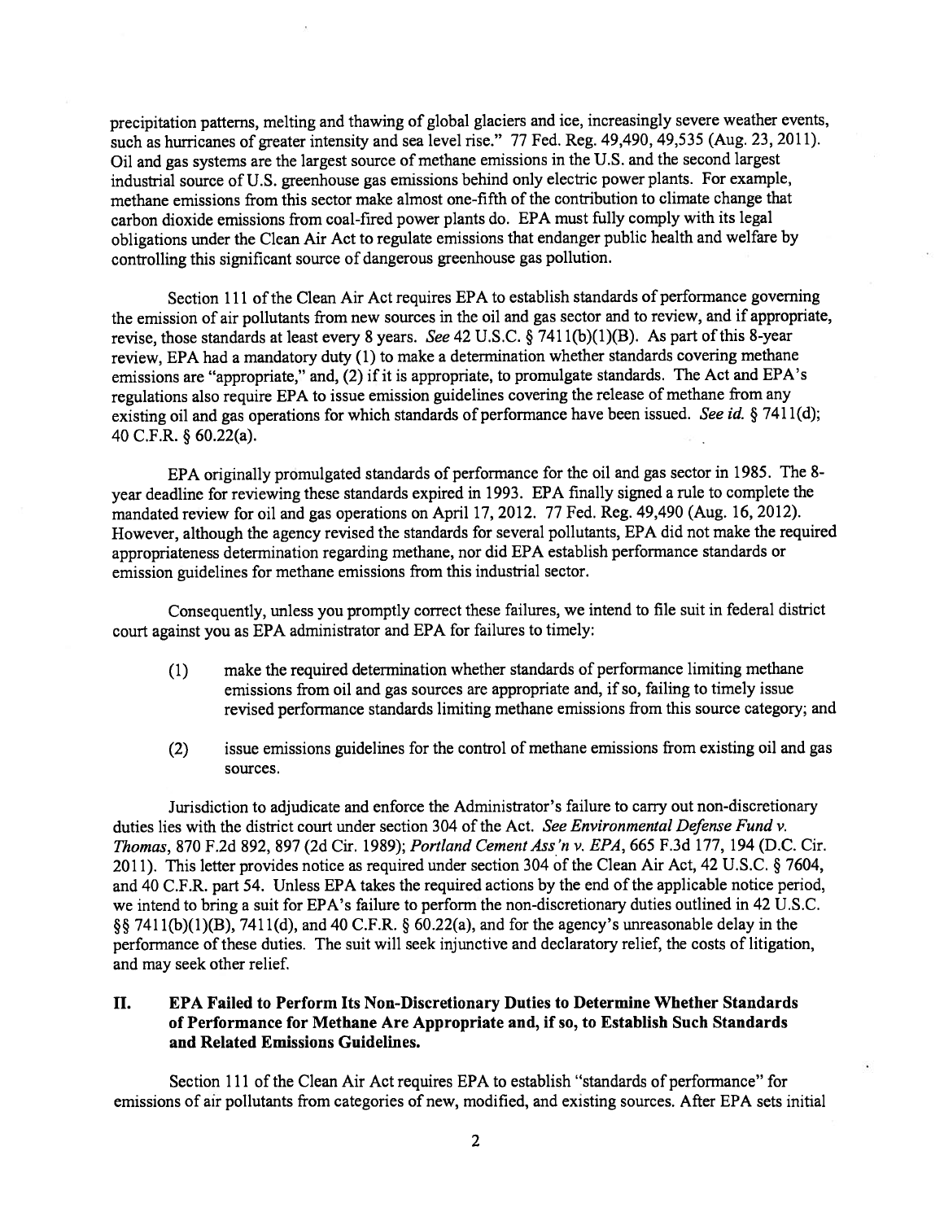precipitation patterns, melting and thawing of global glaciers and ice, increasingly severe weather events, such as hurricanes of greater intensity and sea level rise." 77 Fed. Reg. 49,490, 49,535 (Aug. 23, 2011). Oil and gas systems are the largest source of methane emissions in the U.S. and the second largest industrial source of U.S. greenhouse gas emissions behind only electric power plants. For example, methane emissions from this sector make almost one-fifth of the contribution to climate change that carbon dioxide emissions from coal-fired power plants do. EPA must fully comply with its legal obligations under the Clean Air Act to regulate emissions that endanger public health and welfare by controlling this significant source of dangerous greenhouse gas pollution.

Section 111 of the Clean Air Act requires EPA to establish standards of performance governing the emission of air pollutants from new sources in the oil and gas sector and to review, and if appropriate, revise, those standards at least every 8 years. *See* 42 U.S.C. § 7411(b)(1)(B). As part of this 8-year review, EPA had a mandatory duty (1) to make a determination whether standards covering methane emissions are "appropriate," and, (2) if it is appropriate, to promulgate standards. The Act and EPA's regulations also require EPA to issue emission guidelines covering the release of methane from any existing oil and gas operations for which standards of performance have been issued. *See id.* § 7411(d); 40 C.F.R. § 60.22(a).

EPA originally promulgated standards of performance for the oil and gas sector in 1985. The 8-year deadline for reviewing these standards expired in 1993. EPA finally signed a rule to complete the mandated review for oil and gas operations on April 17, 2012. 77 Fed. Reg. 49,490 (Aug. 16, 2012). However, although the agency revised the standards for several pollutants, EPA did not make the required appropriateness determination regarding methane, nor did EPA establish performance standards or emission guidelines for methane emissions from this industrial sector.

Consequently, unless you promptly correct these failures, we intend to file suit in federal district court against you as EPA administrator and EPA for failures to timely:

(1) make the required determination whether standards of performance limiting methane emissions from oil and gas sources are appropriate and, if so, failing to timely issue revised performance standards limiting methane emissions from this source category; and

(2) issue emissions guidelines for the control of methane emissions from existing oil and gas sources.

Jurisdiction to adjudicate and enforce the Administrator's failure to carry out non-discretionary duties lies with the district court under section 304 of the Act. *See Environmental Defense Fund v. Thomas*, 870 F.2d 892, 897 (2d Cir. 1989); *Portland Cement Ass'n v. EPA*, 665 F.3d 177, 194 (D.C. Cir. 2011). This letter provides notice as required under section 304 of the Clean Air Act, 42 U.S.C. § 7604, and 40 C.F.R. part 54. Unless EPA takes the required actions by the end of the applicable notice period, we intend to bring a suit for EPA's failure to perform the non-discretionary duties outlined in 42 U.S.C. §§ 7411(b)(1)(B), 7411(d), and 40 C.F.R. § 60.22(a), and for the agency's unreasonable delay in the performance of these duties. The suit will seek injunctive and declaratory relief, the costs of litigation, and may seek other relief.

## II. EPA Failed to Perform Its Non-Discretionary Duties to Determine Whether Standards of Performance for Methane Are Appropriate and, if so, to Establish Such Standards and Related Emissions Guidelines.

Section 111 of the Clean Air Act requires EPA to establish "standards of performance" for emissions of air pollutants from categories of new, modified, and existing sources. After EPA sets initial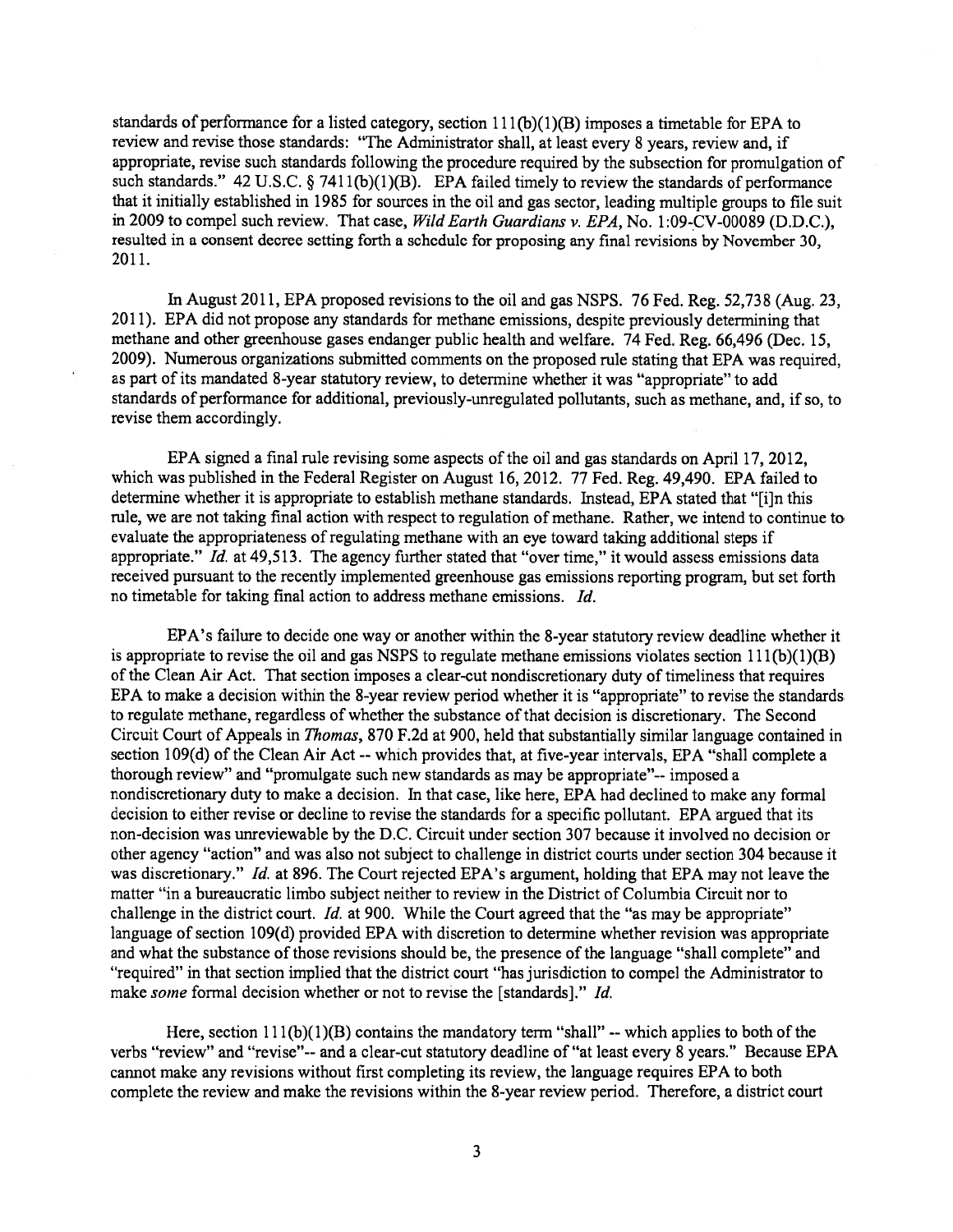standards of performance for a listed category, section 111(b)(1)(B) imposes a timetable for EPA to review and revise those standards: "The Administrator shall, at least every 8 years, review and, if appropriate, revise such standards following the procedure required by the subsection for promulgation of such standards." 42 U.S.C. § 7411(b)(1)(B). EPA failed timely to review the standards of performance that it initially established in 1985 for sources in the oil and gas sector, leading multiple groups to file suit in 2009 to compel such review. That case, *WildEarth Guardians v. EPA*, No. 1:09-CV-00089 (D.D.C.), resulted in a consent decree setting forth a schedule for proposing any final revisions by November 30, 2011.

In August 2011, EPA proposed revisions to the oil and gas NSPS. 76 Fed. Reg. 52,738 (Aug. 23, 2011). EPA did not propose any standards for methane emissions, despite previously determining that methane and other greenhouse gases endanger public health and welfare. 74 Fed. Reg. 66,496 (Dec. 15, 2009). Numerous organizations submitted comments on the proposed rule stating that EPA was required, as part of its mandated 8-year statutory review, to determine whether it was "appropriate" to add standards of performance for additional, previously-unregulated pollutants, such as methane, and, if so, to revise them accordingly.

EPA signed a final rule revising some aspects of the oil and gas standards on April 17, 2012, which was published in the Federal Register on August 16, 2012. 77 Fed. Reg. 49,490. EPA failed to determine whether it is appropriate to establish methane standards. Instead, EPA stated that "[i]n this rule, we are not taking final action with respect to regulation of methane. Rather, we intend to continue to evaluate the appropriateness of regulating methane with an eye toward taking additional steps if appropriate." *Id.* at 49,513. The agency further stated that "over time," it would assess emissions data received pursuant to the recently implemented greenhouse gas emissions reporting program, but set forth no timetable for taking final action to address methane emissions. *Id.*

EPA's failure to decide one way or another within the 8-year statutory review deadline whether it is appropriate to revise the oil and gas NSPS to regulate methane emissions violates section 111(b)(1)(B) of the Clean Air Act. That section imposes a clear-cut nondiscretionary duty of timeliness that requires EPA to make a decision within the 8-year review period whether it is "appropriate" to revise the standards to regulate methane, regardless of whether the substance of that decision is discretionary. The Second Circuit Court of Appeals in *Thomas*, 870 F.2d at 900, held that substantially similar language contained in section 109(d) of the Clean Air Act -- which provides that, at five-year intervals, EPA "shall complete a thorough review" and "promulgate such new standards as may be appropriate"-- imposed a nondiscretionary duty to make a decision. In that case, like here, EPA had declined to make any formal decision to either revise or decline to revise the standards for a specific pollutant. EPA argued that its non-decision was unreviewable by the D.C. Circuit under section 307 because it involved no decision or other agency "action" and was also not subject to challenge in district courts under section 304 because it was discretionary." *Id.* at 896. The Court rejected EPA's argument, holding that EPA may not leave the matter "in a bureaucratic limbo subject neither to review in the District of Columbia Circuit nor to challenge in the district court. *Id.* at 900. While the Court agreed that the "as may be appropriate" language of section 109(d) provided EPA with discretion to determine whether revision was appropriate and what the substance of those revisions should be, the presence of the language "shall complete" and "required" in that section implied that the district court "has jurisdiction to compel the Administrator to make *some* formal decision whether or not to revise the [standards]." *Id.*

Here, section 111(b)(1)(B) contains the mandatory term "shall" -- which applies to both of the verbs "review" and "revise"-- and a clear-cut statutory deadline of "at least every 8 years." Because EPA cannot make any revisions without first completing its review, the language requires EPA to both complete the review and make the revisions within the 8-year review period. Therefore, a district court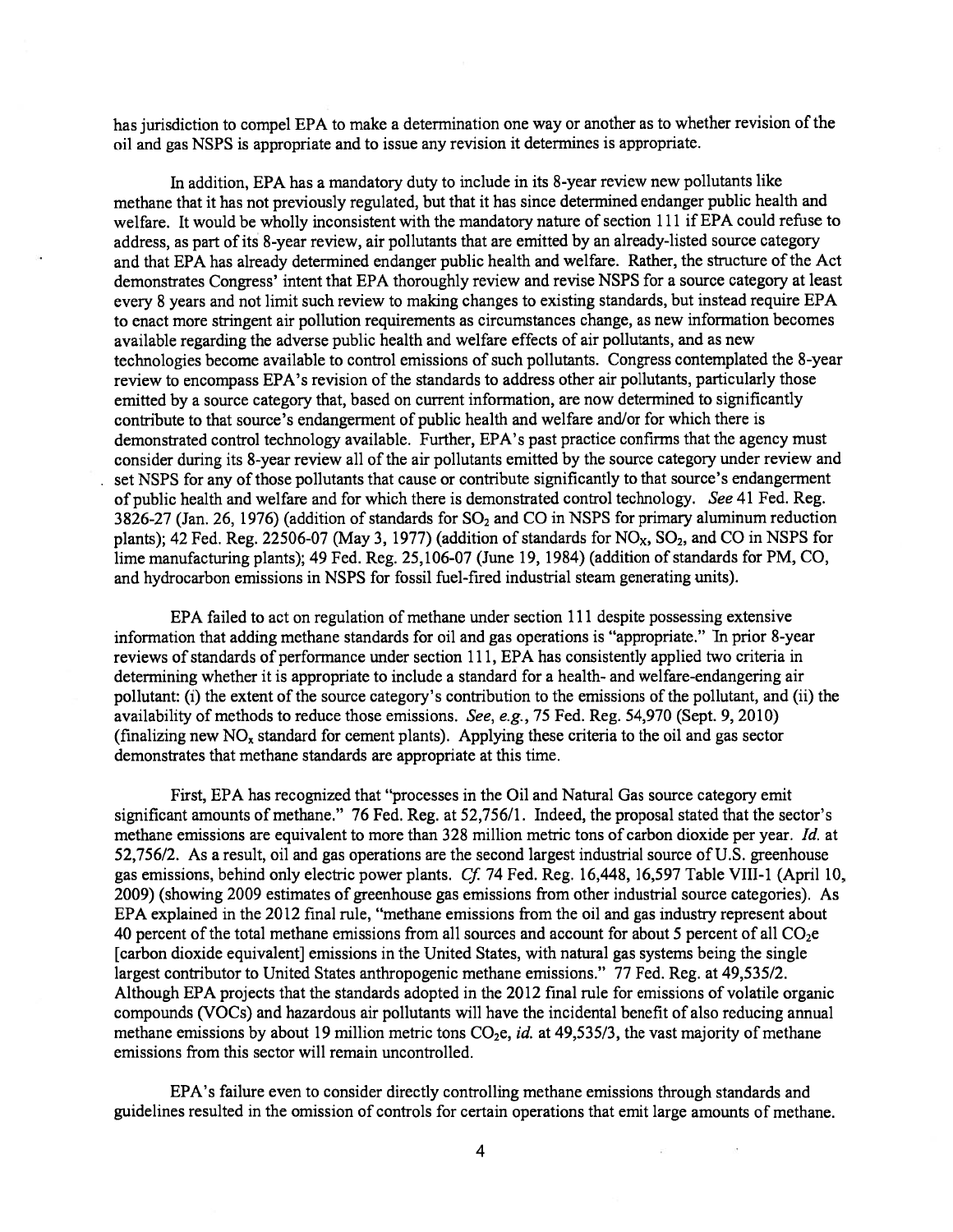has jurisdiction to compel EPA to make a determination one way or another as to whether revision of the oil and gas NSPS is appropriate and to issue any revision it determines is appropriate.

In addition, EPA has a mandatory duty to include in its 8-year review new pollutants like methane that it has not previously regulated, but that it has since determined endanger public health and welfare. It would be wholly inconsistent with the mandatory nature of section 111 if EPA could refuse to address, as part of its 8-year review, air pollutants that are emitted by an already-listed source category and that EPA has already determined endanger public health and welfare. Rather, the structure of the Act demonstrates Congress' intent that EPA thoroughly review and revise NSPS for a source category at least every 8 years and not limit such review to making changes to existing standards, but instead require EPA to enact more stringent air pollution requirements as circumstances change, as new information becomes available regarding the adverse public health and welfare effects of air pollutants, and as new technologies become available to control emissions of such pollutants. Congress contemplated the 8-year review to encompass EPA's revision of the standards to address other air pollutants, particularly those emitted by a source category that, based on current information, are now determined to significantly contribute to that source's endangerment of public health and welfare and/or for which there is demonstrated control technology available. Further, EPA's past practice confirms that the agency must consider during its 8-year review all of the air pollutants emitted by the source category under review and set NSPS for any of those pollutants that cause or contribute significantly to that source's endangerment of public health and welfare and for which there is demonstrated control technology. *See* 41 Fed. Reg. 3826-27 (Jan. 26, 1976) (addition of standards for $SO_2$ and CO in NSPS for primary aluminum reduction plants); 42 Fed. Reg. 22506-07 (May 3, 1977) (addition of standards for $NO_X$, $SO_2$, and CO in NSPS for lime manufacturing plants); 49 Fed. Reg. 25,106-07 (June 19, 1984) (addition of standards for PM, CO, and hydrocarbon emissions in NSPS for fossil fuel-fired industrial steam generating units).

EPA failed to act on regulation of methane under section 111 despite possessing extensive information that adding methane standards for oil and gas operations is "appropriate." In prior 8-year reviews of standards of performance under section 111, EPA has consistently applied two criteria in determining whether it is appropriate to include a standard for a health- and welfare-endangering air pollutant: (i) the extent of the source category's contribution to the emissions of the pollutant, and (ii) the availability of methods to reduce those emissions. *See, e.g.*, 75 Fed. Reg. 54,970 (Sept. 9, 2010) (finalizing new $NO_x$ standard for cement plants). Applying these criteria to the oil and gas sector demonstrates that methane standards are appropriate at this time.

First, EPA has recognized that "processes in the Oil and Natural Gas source category emit significant amounts of methane." 76 Fed. Reg. at 52,756/1. Indeed, the proposal stated that the sector's methane emissions are equivalent to more than 328 million metric tons of carbon dioxide per year. *Id.* at 52,756/2. As a result, oil and gas operations are the second largest industrial source of U.S. greenhouse gas emissions, behind only electric power plants. *Cf.* 74 Fed. Reg. 16,448, 16,597 Table VIII-1 (April 10, 2009) (showing 2009 estimates of greenhouse gas emissions from other industrial source categories). As EPA explained in the 2012 final rule, "methane emissions from the oil and gas industry represent about 40 percent of the total methane emissions from all sources and account for about 5 percent of all $CO_2e$ [carbon dioxide equivalent] emissions in the United States, with natural gas systems being the single largest contributor to United States anthropogenic methane emissions." 77 Fed. Reg. at 49,535/2. Although EPA projects that the standards adopted in the 2012 final rule for emissions of volatile organic compounds (VOCs) and hazardous air pollutants will have the incidental benefit of also reducing annual methane emissions by about 19 million metric tons $CO_2e$, *id.* at 49,535/3, the vast majority of methane emissions from this sector will remain uncontrolled.

EPA's failure even to consider directly controlling methane emissions through standards and guidelines resulted in the omission of controls for certain operations that emit large amounts of methane.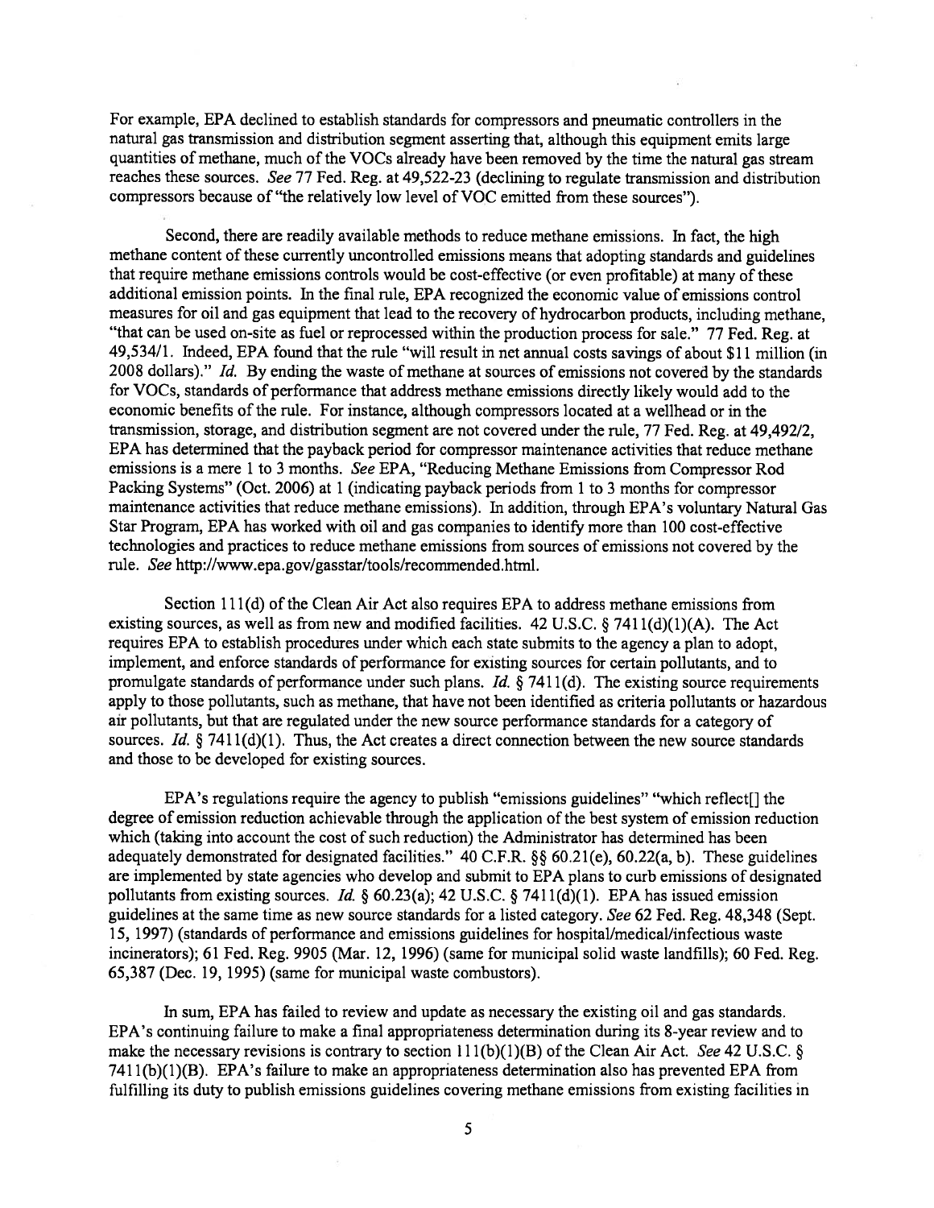For example, EPA declined to establish standards for compressors and pneumatic controllers in the natural gas transmission and distribution segment asserting that, although this equipment emits large quantities of methane, much of the VOCs already have been removed by the time the natural gas stream reaches these sources. *See* 77 Fed. Reg. at 49,522-23 (declining to regulate transmission and distribution compressors because of "the relatively low level of VOC emitted from these sources").

Second, there are readily available methods to reduce methane emissions. In fact, the high methane content of these currently uncontrolled emissions means that adopting standards and guidelines that require methane emissions controls would be cost-effective (or even profitable) at many of these additional emission points. In the final rule, EPA recognized the economic value of emissions control measures for oil and gas equipment that lead to the recovery of hydrocarbon products, including methane, "that can be used on-site as fuel or reprocessed within the production process for sale." 77 Fed. Reg. at 49,534/1. Indeed, EPA found that the rule "will result in net annual costs savings of about $11 million (in 2008 dollars)." *Id.* By ending the waste of methane at sources of emissions not covered by the standards for VOCs, standards of performance that address methane emissions directly likely would add to the economic benefits of the rule. For instance, although compressors located at a wellhead or in the transmission, storage, and distribution segment are not covered under the rule, 77 Fed. Reg. at 49,492/2, EPA has determined that the payback period for compressor maintenance activities that reduce methane emissions is a mere 1 to 3 months. *See* EPA, "Reducing Methane Emissions from Compressor Rod Packing Systems" (Oct. 2006) at 1 (indicating payback periods from 1 to 3 months for compressor maintenance activities that reduce methane emissions). In addition, through EPA's voluntary Natural Gas Star Program, EPA has worked with oil and gas companies to identify more than 100 cost-effective technologies and practices to reduce methane emissions from sources of emissions not covered by the rule. *See* http://www.epa.gov/gasstar/tools/recommended.html.

Section 111(d) of the Clean Air Act also requires EPA to address methane emissions from existing sources, as well as from new and modified facilities. 42 U.S.C. § 7411(d)(1)(A). The Act requires EPA to establish procedures under which each state submits to the agency a plan to adopt, implement, and enforce standards of performance for existing sources for certain pollutants, and to promulgate standards of performance under such plans. *Id.* § 7411(d). The existing source requirements apply to those pollutants, such as methane, that have not been identified as criteria pollutants or hazardous air pollutants, but that are regulated under the new source performance standards for a category of sources. *Id.* § 7411(d)(1). Thus, the Act creates a direct connection between the new source standards and those to be developed for existing sources.

EPA's regulations require the agency to publish "emissions guidelines" "which reflect[] the degree of emission reduction achievable through the application of the best system of emission reduction which (taking into account the cost of such reduction) the Administrator has determined has been adequately demonstrated for designated facilities." 40 C.F.R. §§ 60.21(e), 60.22(a, b). These guidelines are implemented by state agencies who develop and submit to EPA plans to curb emissions of designated pollutants from existing sources. *Id.* § 60.23(a); 42 U.S.C. § 7411(d)(1). EPA has issued emission guidelines at the same time as new source standards for a listed category. *See* 62 Fed. Reg. 48,348 (Sept. 15, 1997) (standards of performance and emissions guidelines for hospital/medical/infectious waste incinerators); 61 Fed. Reg. 9905 (Mar. 12, 1996) (same for municipal solid waste landfills); 60 Fed. Reg. 65,387 (Dec. 19, 1995) (same for municipal waste combustors).

In sum, EPA has failed to review and update as necessary the existing oil and gas standards. EPA's continuing failure to make a final appropriateness determination during its 8-year review and to make the necessary revisions is contrary to section 111(b)(1)(B) of the Clean Air Act. *See* 42 U.S.C. § 7411(b)(1)(B). EPA's failure to make an appropriateness determination also has prevented EPA from fulfilling its duty to publish emissions guidelines covering methane emissions from existing facilities in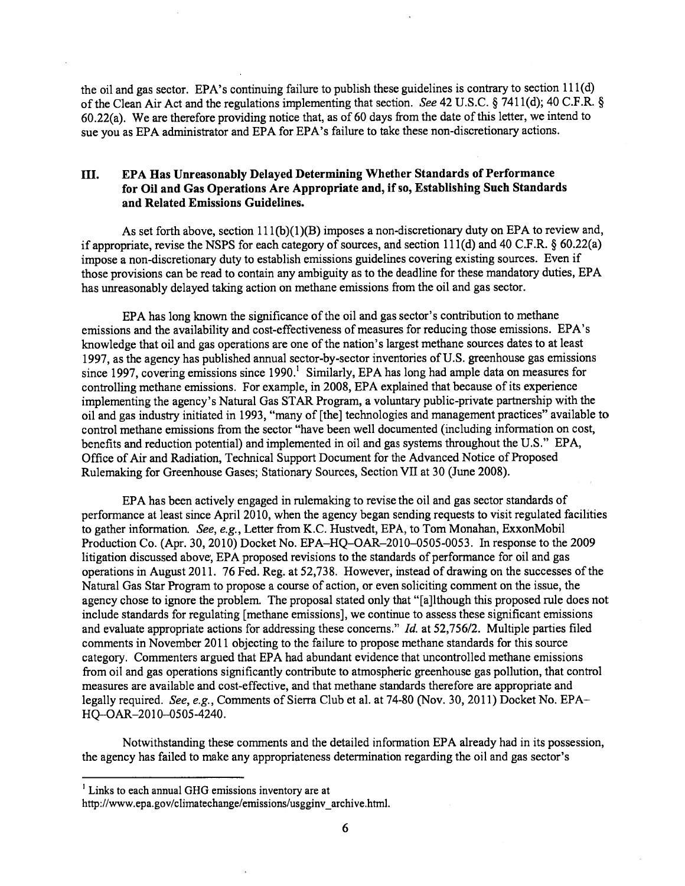the oil and gas sector. EPA's continuing failure to publish these guidelines is contrary to section 111(d) of the Clean Air Act and the regulations implementing that section. *See* 42 U.S.C. § 7411(d); 40 C.F.R. § 60.22(a). We are therefore providing notice that, as of 60 days from the date of this letter, we intend to sue you as EPA administrator and EPA for EPA's failure to take these non-discretionary actions.

## III. EPA Has Unreasonably Delayed Determining Whether Standards of Performance for Oil and Gas Operations Are Appropriate and, if so, Establishing Such Standards and Related Emissions Guidelines.

As set forth above, section 111(b)(1)(B) imposes a non-discretionary duty on EPA to review and, if appropriate, revise the NSPS for each category of sources, and section 111(d) and 40 C.F.R. § 60.22(a) impose a non-discretionary duty to establish emissions guidelines covering existing sources. Even if those provisions can be read to contain any ambiguity as to the deadline for these mandatory duties, EPA has unreasonably delayed taking action on methane emissions from the oil and gas sector.

EPA has long known the significance of the oil and gas sector's contribution to methane emissions and the availability and cost-effectiveness of measures for reducing those emissions. EPA's knowledge that oil and gas operations are one of the nation's largest methane sources dates to at least 1997, as the agency has published annual sector-by-sector inventories of U.S. greenhouse gas emissions since 1997, covering emissions since 1990.[1] Similarly, EPA has long had ample data on measures for controlling methane emissions. For example, in 2008, EPA explained that because of its experience implementing the agency's Natural Gas STAR Program, a voluntary public-private partnership with the oil and gas industry initiated in 1993, "many of [the] technologies and management practices" available to control methane emissions from the sector "have been well documented (including information on cost, benefits and reduction potential) and implemented in oil and gas systems throughout the U.S." EPA, Office of Air and Radiation, Technical Support Document for the Advanced Notice of Proposed Rulemaking for Greenhouse Gases; Stationary Sources, Section VII at 30 (June 2008).

EPA has been actively engaged in rulemaking to revise the oil and gas sector standards of performance at least since April 2010, when the agency began sending requests to visit regulated facilities to gather information. *See, e.g.*, Letter from K.C. Hustvedt, EPA, to Tom Monahan, ExxonMobil Production Co. (Apr. 30, 2010) Docket No. EPA–HQ–OAR–2010–0505-0053. In response to the 2009 litigation discussed above, EPA proposed revisions to the standards of performance for oil and gas operations in August 2011. 76 Fed. Reg. at 52,738. However, instead of drawing on the successes of the Natural Gas Star Program to propose a course of action, or even soliciting comment on the issue, the agency chose to ignore the problem. The proposal stated only that "[a]lthough this proposed rule does not include standards for regulating [methane emissions], we continue to assess these significant emissions and evaluate appropriate actions for addressing these concerns." *Id.* at 52,756/2. Multiple parties filed comments in November 2011 objecting to the failure to propose methane standards for this source category. Commenters argued that EPA had abundant evidence that uncontrolled methane emissions from oil and gas operations significantly contribute to atmospheric greenhouse gas pollution, that control measures are available and cost-effective, and that methane standards therefore are appropriate and legally required. *See, e.g.*, Comments of Sierra Club et al. at 74-80 (Nov. 30, 2011) Docket No. EPA–HQ–OAR–2010–0505-4240.

Notwithstanding these comments and the detailed information EPA already had in its possession, the agency has failed to make any appropriateness determination regarding the oil and gas sector's

---

[1] Links to each annual GHG emissions inventory are at http://www.epa.gov/climatechange/emissions/usgginv_archive.html.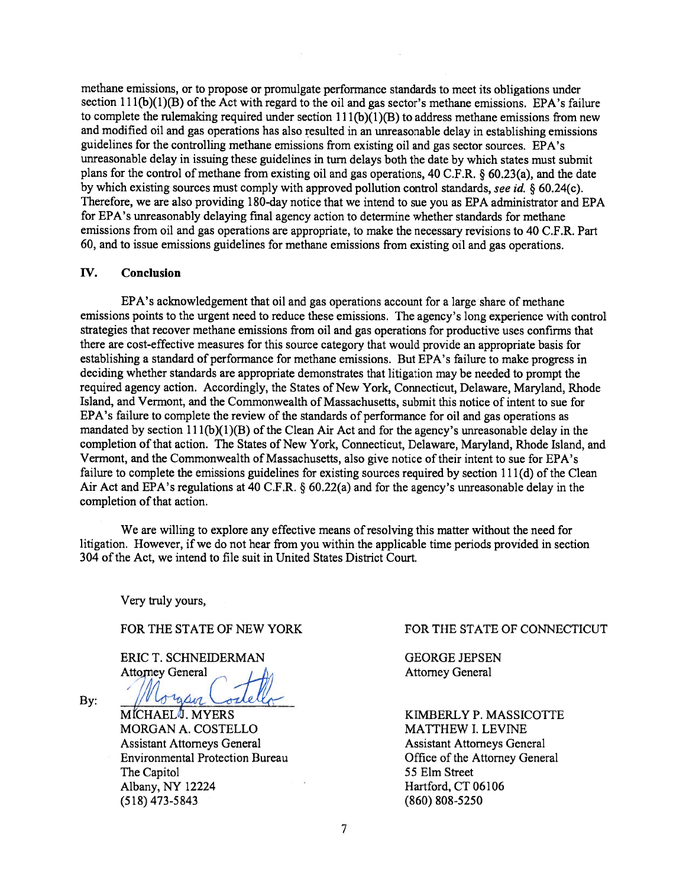methane emissions, or to propose or promulgate performance standards to meet its obligations under section 111(b)(1)(B) of the Act with regard to the oil and gas sector's methane emissions. EPA's failure to complete the rulemaking required under section 111(b)(1)(B) to address methane emissions from new and modified oil and gas operations has also resulted in an unreasonable delay in establishing emissions guidelines for the controlling methane emissions from existing oil and gas sector sources. EPA's unreasonable delay in issuing these guidelines in turn delays both the date by which states must submit plans for the control of methane from existing oil and gas operations, 40 C.F.R. § 60.23(a), and the date by which existing sources must comply with approved pollution control standards, *see id.* § 60.24(c). Therefore, we are also providing 180-day notice that we intend to sue you as EPA administrator and EPA for EPA's unreasonably delaying final agency action to determine whether standards for methane emissions from oil and gas operations are appropriate, to make the necessary revisions to 40 C.F.R. Part 60, and to issue emissions guidelines for methane emissions from existing oil and gas operations.

## IV. Conclusion

EPA's acknowledgement that oil and gas operations account for a large share of methane emissions points to the urgent need to reduce these emissions. The agency's long experience with control strategies that recover methane emissions from oil and gas operations for productive uses confirms that there are cost-effective measures for this source category that would provide an appropriate basis for establishing a standard of performance for methane emissions. But EPA's failure to make progress in deciding whether standards are appropriate demonstrates that litigation may be needed to prompt the required agency action. Accordingly, the States of New York, Connecticut, Delaware, Maryland, Rhode Island, and Vermont, and the Commonwealth of Massachusetts, submit this notice of intent to sue for EPA's failure to complete the review of the standards of performance for oil and gas operations as mandated by section 111(b)(1)(B) of the Clean Air Act and for the agency's unreasonable delay in the completion of that action. The States of New York, Connecticut, Delaware, Maryland, Rhode Island, and Vermont, and the Commonwealth of Massachusetts, also give notice of their intent to sue for EPA's failure to complete the emissions guidelines for existing sources required by section 111(d) of the Clean Air Act and EPA's regulations at 40 C.F.R. § 60.22(a) and for the agency's unreasonable delay in the completion of that action.

We are willing to explore any effective means of resolving this matter without the need for litigation. However, if we do not hear from you within the applicable time periods provided in section 304 of the Act, we intend to file suit in United States District Court.

Very truly yours,

FOR THE STATE OF NEW YORK

ERIC T. SCHNEIDERMAN
Attorney General

By: [signature]
MICHAEL J. MYERS
MORGAN A. COSTELLO
Assistant Attorneys General
Environmental Protection Bureau
The Capitol
Albany, NY 12224
(518) 473-5843

FOR THE STATE OF CONNECTICUT

GEORGE JEPSEN
Attorney General

KIMBERLY P. MASSICOTTE
MATTHEW I. LEVINE
Assistant Attorneys General
Office of the Attorney General
55 Elm Street
Hartford, CT 06106
(860) 808-5250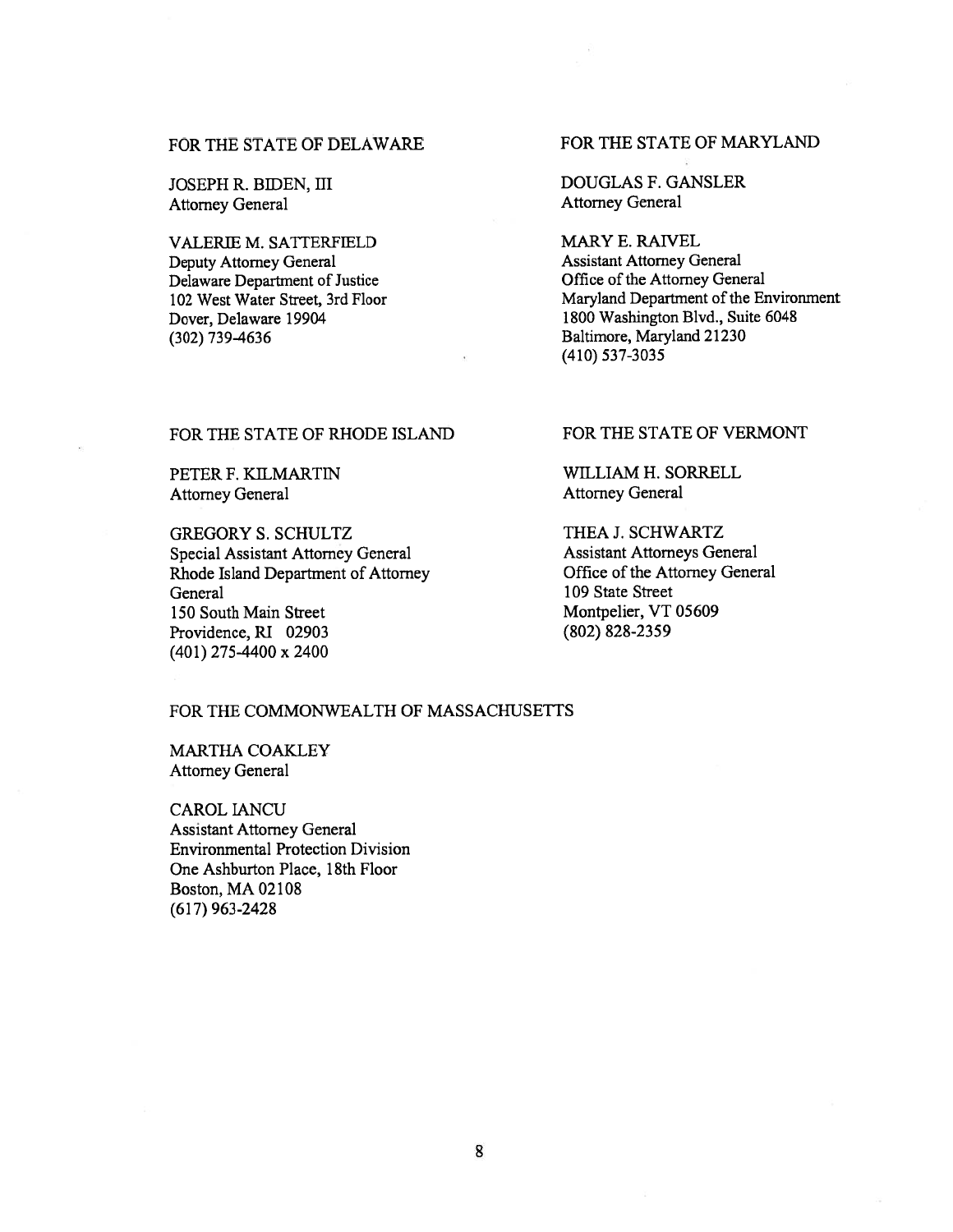FOR THE STATE OF DELAWARE

JOSEPH R. BIDEN, III
Attorney General

VALERIE M. SATTERFIELD
Deputy Attorney General
Delaware Department of Justice
102 West Water Street, 3rd Floor
Dover, Delaware 19904
(302) 739-4636

FOR THE STATE OF MARYLAND

DOUGLAS F. GANSLER
Attorney General

MARY E. RAIVEL
Assistant Attorney General
Office of the Attorney General
Maryland Department of the Environment
1800 Washington Blvd., Suite 6048
Baltimore, Maryland 21230
(410) 537-3035

FOR THE STATE OF RHODE ISLAND

PETER F. KILMARTIN
Attorney General

GREGORY S. SCHULTZ
Special Assistant Attorney General
Rhode Island Department of Attorney General
150 South Main Street
Providence, RI 02903
(401) 275-4400 x 2400

FOR THE STATE OF VERMONT

WILLIAM H. SORRELL
Attorney General

THEA J. SCHWARTZ
Assistant Attorneys General
Office of the Attorney General
109 State Street
Montpelier, VT 05609
(802) 828-2359

FOR THE COMMONWEALTH OF MASSACHUSETTS

MARTHA COAKLEY
Attorney General

CAROL IANCU
Assistant Attorney General
Environmental Protection Division
One Ashburton Place, 18th Floor
Boston, MA 02108
(617) 963-2428